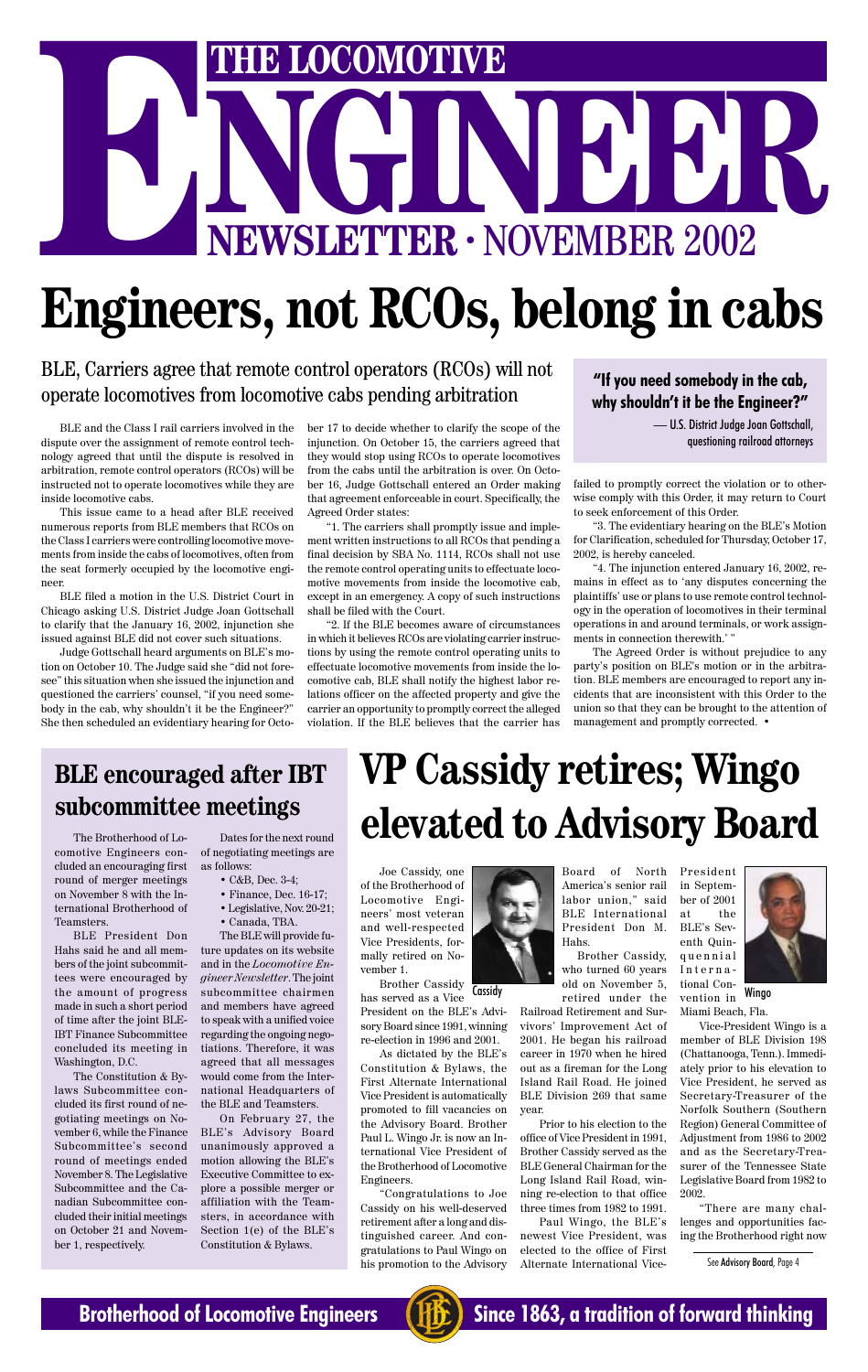# THE LOCOMOTIVE ENGINEER NEWSLETTER · NOVEMBER 2002

# Engineers, not RCOs, belong in cabs

## BLE, Carriers agree that remote control operators (RCOs) will not operate locomotives from locomotive cabs pending arbitration

> **"If you need somebody in the cab, why shouldn't it be the Engineer?"**
>
> — U.S. District Judge Joan Gottschall, questioning railroad attorneys

BLE and the Class I rail carriers involved in the dispute over the assignment of remote control technology agreed that until the dispute is resolved in arbitration, remote control operators (RCOs) will be instructed not to operate locomotives while they are inside locomotive cabs.

This issue came to a head after BLE received numerous reports from BLE members that RCOs on the Class I carriers were controlling locomotive movements from inside the cabs of locomotives, often from the seat formerly occupied by the locomotive engineer.

BLE filed a motion in the U.S. District Court in Chicago asking U.S. District Judge Joan Gottschall to clarify that the January 16, 2002, injunction she issued against BLE did not cover such situations.

Judge Gottschall heard arguments on BLE's motion on October 10. The Judge said she "did not foresee" this situation when she issued the injunction and questioned the carriers' counsel, "if you need somebody in the cab, why shouldn't it be the Engineer?" She then scheduled an evidentiary hearing for October 17 to decide whether to clarify the scope of the injunction. On October 15, the carriers agreed that they would stop using RCOs to operate locomotives from the cabs until the arbitration is over. On October 16, Judge Gottschall entered an Order making that agreement enforceable in court. Specifically, the Agreed Order states:

"1. The carriers shall promptly issue and implement written instructions to all RCOs that pending a final decision by SBA No. 1114, RCOs shall not use the remote control operating units to effectuate locomotive movements from inside the locomotive cab, except in an emergency. A copy of such instructions shall be filed with the Court.

"2. If the BLE becomes aware of circumstances in which it believes RCOs are violating carrier instructions by using the remote control operating units to effectuate locomotive movements from inside the locomotive cab, BLE shall notify the highest labor relations officer on the affected property and give the carrier an opportunity to promptly correct the alleged violation. If the BLE believes that the carrier has failed to promptly correct the violation or to otherwise comply with this Order, it may return to Court to seek enforcement of this Order.

"3. The evidentiary hearing on the BLE's Motion for Clarification, scheduled for Thursday, October 17, 2002, is hereby canceled.

"4. The injunction entered January 16, 2002, remains in effect as to 'any disputes concerning the plaintiffs' use or plans to use remote control technology in the operation of locomotives in their terminal operations in and around terminals, or work assignments in connection therewith.' "

The Agreed Order is without prejudice to any party's position on BLE's motion or in the arbitration. BLE members are encouraged to report any incidents that are inconsistent with this Order to the union so that they can be brought to the attention of management and promptly corrected. •

## BLE encouraged after IBT subcommittee meetings

The Brotherhood of Locomotive Engineers concluded an encouraging first round of merger meetings on November 8 with the International Brotherhood of Teamsters.

BLE President Don Hahs said he and all members of the joint subcommittees were encouraged by the amount of progress made in such a short period of time after the joint BLE-IBT Finance Subcommittee concluded its meeting in Washington, D.C.

The Constitution & Bylaws Subcommittee concluded its first round of negotiating meetings on November 6, while the Finance Subcommittee's second round of meetings ended November 8. The Legislative Subcommittee and the Canadian Subcommittee concluded their initial meetings on October 21 and November 1, respectively.

Dates for the next round of negotiating meetings are as follows:

- C&B, Dec. 3-4;
- Finance, Dec. 16-17;
- Legislative, Nov. 20-21;
- Canada, TBA.

The BLE will provide future updates on its website and in the *Locomotive Engineer Newsletter*. The joint subcommittee chairmen and members have agreed to speak with a unified voice regarding the ongoing negotiations. Therefore, it was agreed that all messages would come from the International Headquarters of the BLE and Teamsters.

On February 27, the BLE's Advisory Board unanimously approved a motion allowing the BLE's Executive Committee to explore a possible merger or affiliation with the Teamsters, in accordance with Section 1(e) of the BLE's Constitution & Bylaws.

# VP Cassidy retires; Wingo elevated to Advisory Board

Joe Cassidy, one of the Brotherhood of Locomotive Engineers' most veteran and well-respected Vice Presidents, formally retired on November 1.

Cassidy

Brother Cassidy has served as a Vice President on the BLE's Advisory Board since 1991, winning re-election in 1996 and 2001.

As dictated by the BLE's Constitution & Bylaws, the First Alternate International Vice President is automatically promoted to fill vacancies on the Advisory Board. Brother Paul L. Wingo Jr. is now an International Vice President of the Brotherhood of Locomotive Engineers.

"Congratulations to Joe Cassidy on his well-deserved retirement after a long and distinguished career. And congratulations to Paul Wingo on his promotion to the Advisory Board of North America's senior rail labor union," said BLE International President Don M. Hahs.

Brother Cassidy, who turned 60 years old on November 5, retired under the Railroad Retirement and Survivors' Improvement Act of 2001. He began his railroad career in 1970 when he hired out as a fireman for the Long Island Rail Road. He joined BLE Division 269 that same year.

Prior to his election to the office of Vice President in 1991, Brother Cassidy served as the BLE General Chairman for the Long Island Rail Road, winning re-election to that office three times from 1982 to 1991.

Paul Wingo, the BLE's newest Vice President, was elected to the office of First Alternate International Vice-President in September of 2001 at the BLE's Seventh Quinquennial International Convention in Miami Beach, Fla.

Wingo

Vice-President Wingo is a member of BLE Division 198 (Chattanooga, Tenn.). Immediately prior to his elevation to Vice President, he served as Secretary-Treasurer of the Norfolk Southern (Southern Region) General Committee of Adjustment from 1986 to 2002 and as the Secretary-Treasurer of the Tennessee State Legislative Board from 1982 to 2002.

"There are many challenges and opportunities facing the Brotherhood right now

See Advisory Board, Page 4

Brotherhood of Locomotive Engineers — Since 1863, a tradition of forward thinking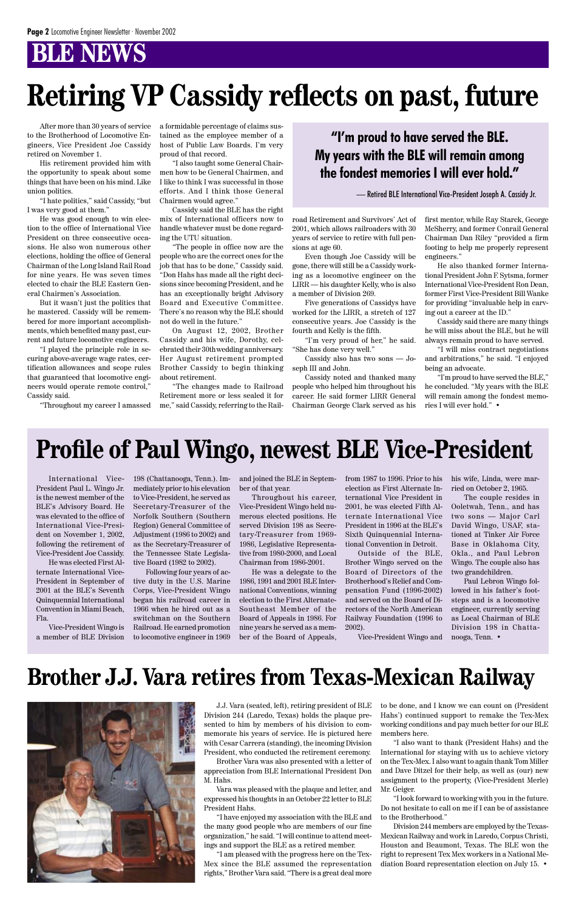# BLE NEWS

# Retiring VP Cassidy reflects on past, future

After more than 30 years of service to the Brotherhood of Locomotive Engineers, Vice President Joe Cassidy retired on November 1.

His retirement provided him with the opportunity to speak about some things that have been on his mind. Like union politics.

"I hate politics," said Cassidy, "but I was very good at them."

He was good enough to win election to the office of International Vice President on three consecutive occasions. He also won numerous other elections, holding the office of General Chairman of the Long Island Rail Road for nine years. He was seven times elected to chair the BLE Eastern General Chairmen's Association.

But it wasn't just the politics that he mastered. Cassidy will be remembered for more important accomplishments, which benefited many past, current and future locomotive engineers.

"I played the principle role in securing above-average wage rates, certification allowances and scope rules that guaranteed that locomotive engineers would operate remote control," Cassidy said.

"Throughout my career I amassed a formidable percentage of claims sustained as the employee member of a host of Public Law Boards. I'm very proud of that record.

"I also taught some General Chairmen how to be General Chairmen, and I like to think I was successful in those efforts. And I think those General Chairmen would agree."

Cassidy said the BLE has the right mix of International officers now to handle whatever must be done regarding the UTU situation.

"The people in office now are the people who are the correct ones for the job that has to be done," Cassidy said. "Don Hahs has made all the right decisions since becoming President, and he has an exceptionally bright Advisory Board and Executive Committee. There's no reason why the BLE should not do well in the future."

On August 12, 2002, Brother Cassidy and his wife, Dorothy, celebrated their 30th wedding anniversary. Her August retirement prompted Brother Cassidy to begin thinking about retirement.

"The changes made to Railroad Retirement more or less sealed it for me," said Cassidy, referring to the Railroad Retirement and Survivors' Act of 2001, which allows railroaders with 30 years of service to retire with full pensions at age 60.

**"I'm proud to have served the BLE. My years with the BLE will remain among the fondest memories I will ever hold."**

— Retired BLE International Vice-President Joseph A. Cassidy Jr.

Even though Joe Cassidy will be gone, there will still be a Cassidy working as a locomotive engineer on the LIRR — his daughter Kelly, who is also a member of Division 269.

Five generations of Cassidys have worked for the LIRR, a stretch of 127 consecutive years. Joe Cassidy is the fourth and Kelly is the fifth.

"I'm very proud of her," he said. "She has done very well."

Cassidy also has two sons — Joseph III and John.

Cassidy noted and thanked many people who helped him throughout his career. He said former LIRR General Chairman George Clark served as his first mentor, while Ray Starck, George McSherry, and former Conrail General Chairman Dan Riley "provided a firm footing to help me properly represent engineers."

He also thanked former International President John F. Sytsma, former International Vice-President Ron Dean, former First Vice-President Bill Wanke for providing "invaluable help in carving out a career at the ID."

Cassidy said there are many things he will miss about the BLE, but he will always remain proud to have served.

"I will miss contract negotiations and arbitrations," he said. "I enjoyed being an advocate.

"I'm proud to have served the BLE," he concluded. "My years with the BLE will remain among the fondest memories I will ever hold." •

# Profile of Paul Wingo, newest BLE Vice-President

International Vice-President Paul L. Wingo Jr. is the newest member of the BLE's Advisory Board. He was elevated to the office of International Vice-President on November 1, 2002, following the retirement of Vice-President Joe Cassidy.

He was elected First Alternate International Vice-President in September of 2001 at the BLE's Seventh Quinquennial International Convention in Miami Beach, Fla.

Vice-President Wingo is a member of BLE Division 198 (Chattanooga, Tenn.). Immediately prior to his elevation to Vice-President, he served as Secretary-Treasurer of the Norfolk Southern (Southern Region) General Committee of Adjustment (1986 to 2002) and as the Secretary-Treasurer of the Tennessee State Legislative Board (1982 to 2002).

Following four years of active duty in the U.S. Marine Corps, Vice-President Wingo began his railroad career in 1966 when he hired out as a switchman on the Southern Railroad. He earned promotion to locomotive engineer in 1969 and joined the BLE in September of that year.

Throughout his career, Vice-President Wingo held numerous elected positions. He served Division 198 as Secretary-Treasurer from 1969-1986, Legislative Representative from 1980-2000, and Local Chairman from 1986-2001.

He was a delegate to the 1986, 1991 and 2001 BLE International Conventions, winning election to the First Alternate-Southeast Member of the Board of Appeals in 1986. For nine years he served as a member of the Board of Appeals, from 1987 to 1996. Prior to his election as First Alternate International Vice President in 2001, he was elected Fifth Alternate International Vice President in 1996 at the BLE's Sixth Quinquennial International Convention in Detroit.

Outside of the BLE, Brother Wingo served on the Board of Directors of the Brotherhood's Relief and Compensation Fund (1996-2002) and served on the Board of Directors of the North American Railway Foundation (1996 to 2002).

Vice-President Wingo and his wife, Linda, were married on October 2, 1965.

The couple resides in Ooletwah, Tenn., and has two sons — Major Carl David Wingo, USAF, stationed at Tinker Air Force Base in Oklahoma City, Okla., and Paul Lebron Wingo. The couple also has two grandchildren.

Paul Lebron Wingo followed in his father's footsteps and is a locomotive engineer, currently serving as Local Chairman of BLE Division 198 in Chattanooga, Tenn. •

# Brother J.J. Vara retires from Texas-Mexican Railway

J.J. Vara (seated, left), retiring president of BLE Division 244 (Laredo, Texas) holds the plaque presented to him by members of his division to commemorate his years of service. He is pictured here with Cesar Carrera (standing), the incoming Division President, who conducted the retirement ceremony.

Brother Vara was also presented with a letter of appreciation from BLE International President Don M. Hahs.

Vara was pleased with the plaque and letter, and expressed his thoughts in an October 22 letter to BLE President Hahs.

"I have enjoyed my association with the BLE and the many good people who are members of our fine organization," he said. "I will continue to attend meetings and support the BLE as a retired member.

"I am pleased with the progress here on the Tex-Mex since the BLE assumed the representation rights," Brother Vara said. "There is a great deal more to be done, and I know we can count on (President Hahs') continued support to remake the Tex-Mex working conditions and pay much better for our BLE members here.

"I also want to thank (President Hahs) and the International for staying with us to achieve victory on the Tex-Mex. I also want to again thank Tom Miller and Dave Ditzel for their help, as well as (our) new assignment to the property, (Vice-President Merle) Mr. Geiger.

"I look forward to working with you in the future. Do not hesitate to call on me if I can be of assistance to the Brotherhood."

Division 244 members are employed by the Texas-Mexican Railway and work in Laredo, Corpus Christi, Houston and Beaumont, Texas. The BLE won the right to represent Tex Mex workers in a National Mediation Board representation election on July 15. •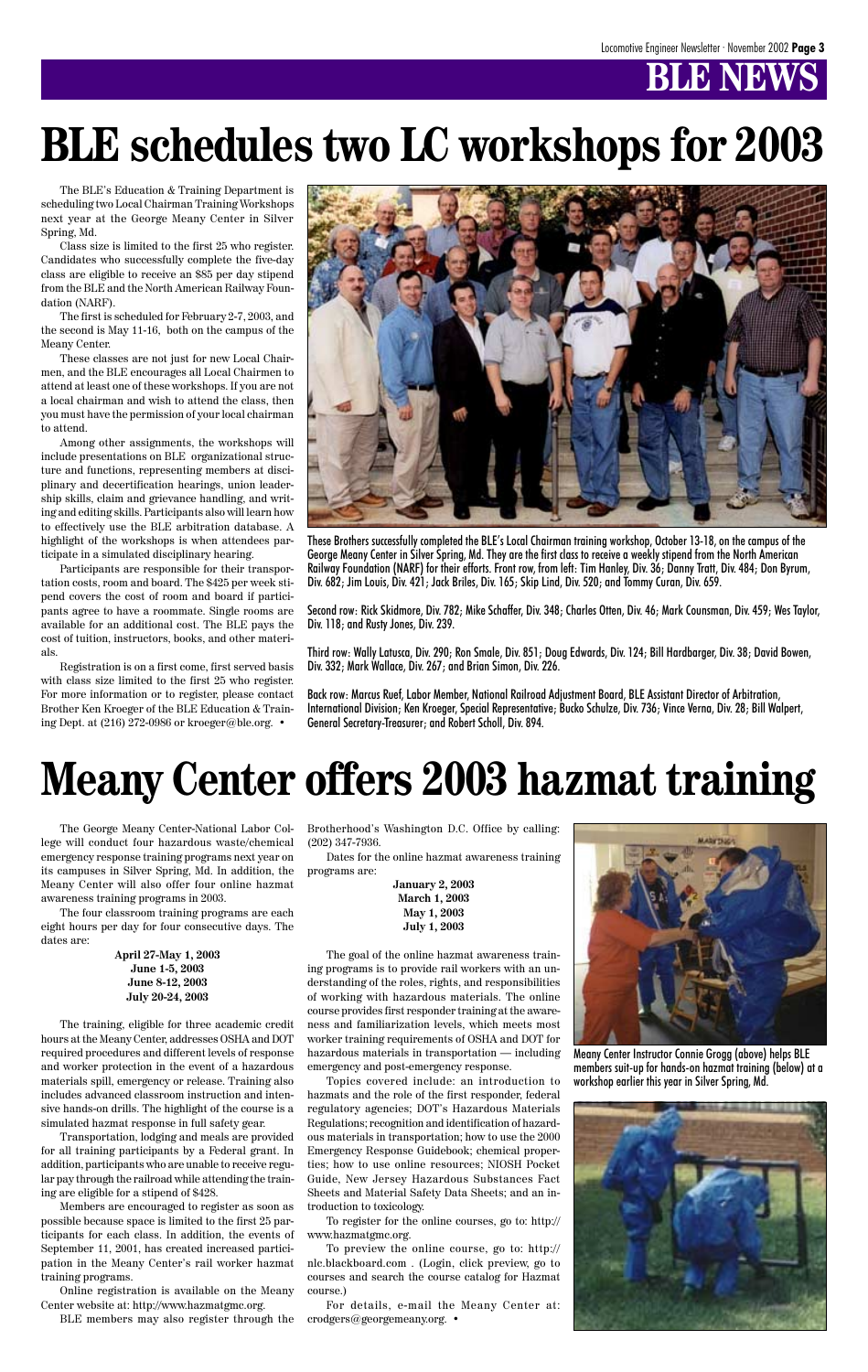# BLE NEWS

# BLE schedules two LC workshops for 2003

The BLE's Education & Training Department is scheduling two Local Chairman Training Workshops next year at the George Meany Center in Silver Spring, Md.

Class size is limited to the first 25 who register. Candidates who successfully complete the five-day class are eligible to receive an $85 per day stipend from the BLE and the North American Railway Foundation (NARF).

The first is scheduled for February 2-7, 2003, and the second is May 11-16, both on the campus of the Meany Center.

These classes are not just for new Local Chairmen, and the BLE encourages all Local Chairmen to attend at least one of these workshops. If you are not a local chairman and wish to attend the class, then you must have the permission of your local chairman to attend.

Among other assignments, the workshops will include presentations on BLE organizational structure and functions, representing members at disciplinary and decertification hearings, union leadership skills, claim and grievance handling, and writing and editing skills. Participants also will learn how to effectively use the BLE arbitration database. A highlight of the workshops is when attendees participate in a simulated disciplinary hearing.

Participants are responsible for their transportation costs, room and board. The $425 per week stipend covers the cost of room and board if participants agree to have a roommate. Single rooms are available for an additional cost. The BLE pays the cost of tuition, instructors, books, and other materials.

Registration is on a first come, first served basis with class size limited to the first 25 who register. For more information or to register, please contact Brother Ken Kroeger of the BLE Education & Training Dept. at (216) 272-0986 or kroeger@ble.org. •

These Brothers successfully completed the BLE's Local Chairman training workshop, October 13-18, on the campus of the George Meany Center in Silver Spring, Md. They are the first class to receive a weekly stipend from the North American Railway Foundation (NARF) for their efforts. Front row, from left: Tim Hanley, Div. 36; Danny Tratt, Div. 484; Don Byrum, Div. 682; Jim Louis, Div. 421; Jack Briles, Div. 165; Skip Lind, Div. 520; and Tommy Curan, Div. 659.

Second row: Rick Skidmore, Div. 782; Mike Schaffer, Div. 348; Charles Otten, Div. 46; Mark Counsman, Div. 459; Wes Taylor, Div. 118; and Rusty Jones, Div. 239.

Third row: Wally Latusca, Div. 290; Ron Smale, Div. 851; Doug Edwards, Div. 124; Bill Hardbarger, Div. 38; David Bowen, Div. 332; Mark Wallace, Div. 267; and Brian Simon, Div. 226.

Back row: Marcus Ruef, Labor Member, National Railroad Adjustment Board, BLE Assistant Director of Arbitration, International Division; Ken Kroeger, Special Representative; Bucko Schulze, Div. 736; Vince Verna, Div. 28; Bill Walpert, General Secretary-Treasurer; and Robert Scholl, Div. 894.

# Meany Center offers 2003 hazmat training

The George Meany Center-National Labor College will conduct four hazardous waste/chemical emergency response training programs next year on its campuses in Silver Spring, Md. In addition, the Meany Center will also offer four online hazmat awareness training programs in 2003.

The four classroom training programs are each eight hours per day for four consecutive days. The dates are:

**April 27-May 1, 2003**
**June 1-5, 2003**
**June 8-12, 2003**
**July 20-24, 2003**

The training, eligible for three academic credit hours at the Meany Center, addresses OSHA and DOT required procedures and different levels of response and worker protection in the event of a hazardous materials spill, emergency or release. Training also includes advanced classroom instruction and intensive hands-on drills. The highlight of the course is a simulated hazmat response in full safety gear.

Transportation, lodging and meals are provided for all training participants by a Federal grant. In addition, participants who are unable to receive regular pay through the railroad while attending the training are eligible for a stipend of $428.

Members are encouraged to register as soon as possible because space is limited to the first 25 participants for each class. In addition, the events of September 11, 2001, has created increased participation in the Meany Center's rail worker hazmat training programs.

Online registration is available on the Meany Center website at: http://www.hazmatgmc.org.

BLE members may also register through the Brotherhood's Washington D.C. Office by calling: (202) 347-7936.

Dates for the online hazmat awareness training programs are:

**January 2, 2003**
**March 1, 2003**
**May 1, 2003**
**July 1, 2003**

The goal of the online hazmat awareness training programs is to provide rail workers with an understanding of the roles, rights, and responsibilities of working with hazardous materials. The online course provides first responder training at the awareness and familiarization levels, which meets most worker training requirements of OSHA and DOT for hazardous materials in transportation — including emergency and post-emergency response.

Topics covered include: an introduction to hazmats and the role of the first responder, federal regulatory agencies; DOT's Hazardous Materials Regulations; recognition and identification of hazardous materials in transportation; how to use the 2000 Emergency Response Guidebook; chemical properties; how to use online resources; NIOSH Pocket Guide, New Jersey Hazardous Substances Fact Sheets and Material Safety Data Sheets; and an introduction to toxicology.

To register for the online courses, go to: http://www.hazmatgmc.org.

To preview the online course, go to: http://nlc.blackboard.com . (Login, click preview, go to courses and search the course catalog for Hazmat course.)

For details, e-mail the Meany Center at: crodgers@georgemeany.org. •

Meany Center Instructor Connie Grogg (above) helps BLE members suit-up for hands-on hazmat training (below) at a workshop earlier this year in Silver Spring, Md.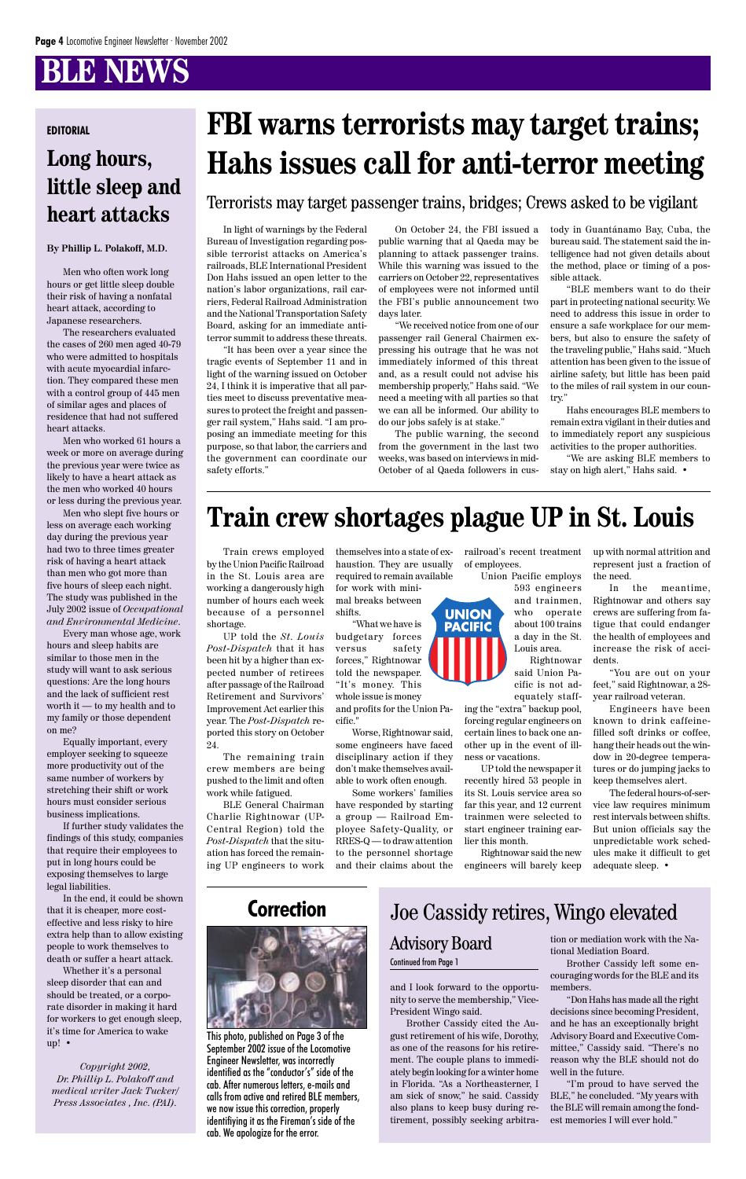# BLE NEWS

## FBI warns terrorists may target trains; Hahs issues call for anti-terror meeting

### Terrorists may target passenger trains, bridges; Crews asked to be vigilant

In light of warnings by the Federal Bureau of Investigation regarding possible terrorist attacks on America's railroads, BLE International President Don Hahs issued an open letter to the nation's labor organizations, rail carriers, Federal Railroad Administration and the National Transportation Safety Board, asking for an immediate anti-terror summit to address these threats.

"It has been over a year since the tragic events of September 11 and in light of the warning issued on October 24, I think it is imperative that all parties meet to discuss preventative measures to protect the freight and passenger rail system," Hahs said. "I am proposing an immediate meeting for this purpose, so that labor, the carriers and the government can coordinate our safety efforts."

On October 24, the FBI issued a public warning that al Qaeda may be planning to attack passenger trains. While this warning was issued to the carriers on October 22, representatives of employees were not informed until the FBI's public announcement two days later.

"We received notice from one of our passenger rail General Chairmen expressing his outrage that he was not immediately informed of this threat and, as a result could not advise his membership properly," Hahs said. "We need a meeting with all parties so that we can all be informed. Our ability to do our jobs safely is at stake."

The public warning, the second from the government in the last two weeks, was based on interviews in mid-October of al Qaeda followers in custody in Guantánamo Bay, Cuba, the bureau said. The statement said the intelligence had not given details about the method, place or timing of a possible attack.

"BLE members want to do their part in protecting national security. We need to address this issue in order to ensure a safe workplace for our members, but also to ensure the safety of the traveling public," Hahs said. "Much attention has been given to the issue of airline safety, but little has been paid to the miles of rail system in our country."

Hahs encourages BLE members to remain extra vigilant in their duties and to immediately report any suspicious activities to the proper authorities.

"We are asking BLE members to stay on high alert," Hahs said. •

## Train crew shortages plague UP in St. Louis

Train crews employed by the Union Pacific Railroad in the St. Louis area are working a dangerously high number of hours each week because of a personnel shortage.

UP told the *St. Louis Post-Dispatch* that it has been hit by a higher than expected number of retirees after passage of the Railroad Retirement and Survivors' Improvement Act earlier this year. The *Post-Dispatch* reported this story on October 24.

The remaining train crew members are being pushed to the limit and often work while fatigued.

BLE General Chairman Charlie Rightnowar (UP-Central Region) told the *Post-Dispatch* that the situation has forced the remaining UP engineers to work themselves into a state of exhaustion. They are usually required to remain available for work with minimal breaks between shifts.

"What we have is budgetary forces versus safety forces," Rightnowar told the newspaper. "It's money. This whole issue is money and profits for the Union Pacific."

Worse, Rightnowar said, some engineers have faced disciplinary action if they don't make themselves available to work often enough.

Some workers' families have responded by starting a group — Railroad Employee Safety-Quality, or RRES-Q — to draw attention to the personnel shortage and their claims about the railroad's recent treatment of employees.

Union Pacific employs 593 engineers and trainmen, who operate about 100 trains a day in the St. Louis area.

Rightnowar said Union Pacific is not adequately staffing the "extra" backup pool, forcing regular engineers on certain lines to back one another up in the event of illness or vacations.

UP told the newspaper it recently hired 53 people in its St. Louis service area so far this year, and 12 current trainmen were selected to start engineer training earlier this month.

Rightnowar said the new engineers will barely keep up with normal attrition and represent just a fraction of the need.

In the meantime, Rightnowar and others say crews are suffering from fatigue that could endanger the health of employees and increase the risk of accidents.

"You are out on your feet," said Rightnowar, a 28-year railroad veteran.

Engineers have been known to drink caffeine-filled soft drinks or coffee, hang their heads out the window in 20-degree temperatures or do jumping jacks to keep themselves alert.

The federal hours-of-service law requires minimum rest intervals between shifts. But union officials say the unpredictable work schedules make it difficult to get adequate sleep. •

**EDITORIAL**

## Long hours, little sleep and heart attacks

**By Phillip L. Polakoff, M.D.**

Men who often work long hours or get little sleep double their risk of having a nonfatal heart attack, according to Japanese researchers.

The researchers evaluated the cases of 260 men aged 40-79 who were admitted to hospitals with acute myocardial infarction. They compared these men with a control group of 445 men of similar ages and places of residence that had not suffered heart attacks.

Men who worked 61 hours a week or more on average during the previous year were twice as likely to have a heart attack as the men who worked 40 hours or less during the previous year.

Men who slept five hours or less on average each working day during the previous year had two to three times greater risk of having a heart attack than men who got more than five hours of sleep each night. The study was published in the July 2002 issue of *Occupational and Environmental Medicine*.

Every man whose age, work hours and sleep habits are similar to those men in the study will want to ask serious questions: Are the long hours and the lack of sufficient rest worth it — to my health and to my family or those dependent on me?

Equally important, every employer seeking to squeeze more productivity out of the same number of workers by stretching their shift or work hours must consider serious business implications.

If further study validates the findings of this study, companies that require their employees to put in long hours could be exposing themselves to large legal liabilities.

In the end, it could be shown that it is cheaper, more cost-effective and less risky to hire extra help than to allow existing people to work themselves to death or suffer a heart attack.

Whether it's a personal sleep disorder that can and should be treated, or a corporate disorder in making it hard for workers to get enough sleep, it's time for America to wake up! •

*Copyright 2002, Dr. Phillip L. Polakoff and medical writer Jack Tucker/ Press Associates , Inc. (PAI).*

## Correction

This photo, published on Page 3 of the September 2002 issue of the Locomotive Engineer Newsletter, was incorrectly identified as the "conductor's" side of the cab. After numerous letters, e-mails and calls from active and retired BLE members, we now issue this correction, properly identifiying it as the Fireman's side of the cab. We apologize for the error.

## Joe Cassidy retires, Wingo elevated to Advisory Board

Continued from Page 1

and I look forward to the opportunity to serve the membership," Vice-President Wingo said.

Brother Cassidy cited the August retirement of his wife, Dorothy, as one of the reasons for his retirement. The couple plans to immediately begin looking for a winter home in Florida. "As a Northeasterner, I am sick of snow," he said. Cassidy also plans to keep busy during retirement, possibly seeking arbitration or mediation work with the National Mediation Board.

Brother Cassidy left some encouraging words for the BLE and its members.

"Don Hahs has made all the right decisions since becoming President, and he has an exceptionally bright Advisory Board and Executive Committee," Cassidy said. "There's no reason why the BLE should not do well in the future.

"I'm proud to have served the BLE," he concluded. "My years with the BLE will remain among the fondest memories I ever hold."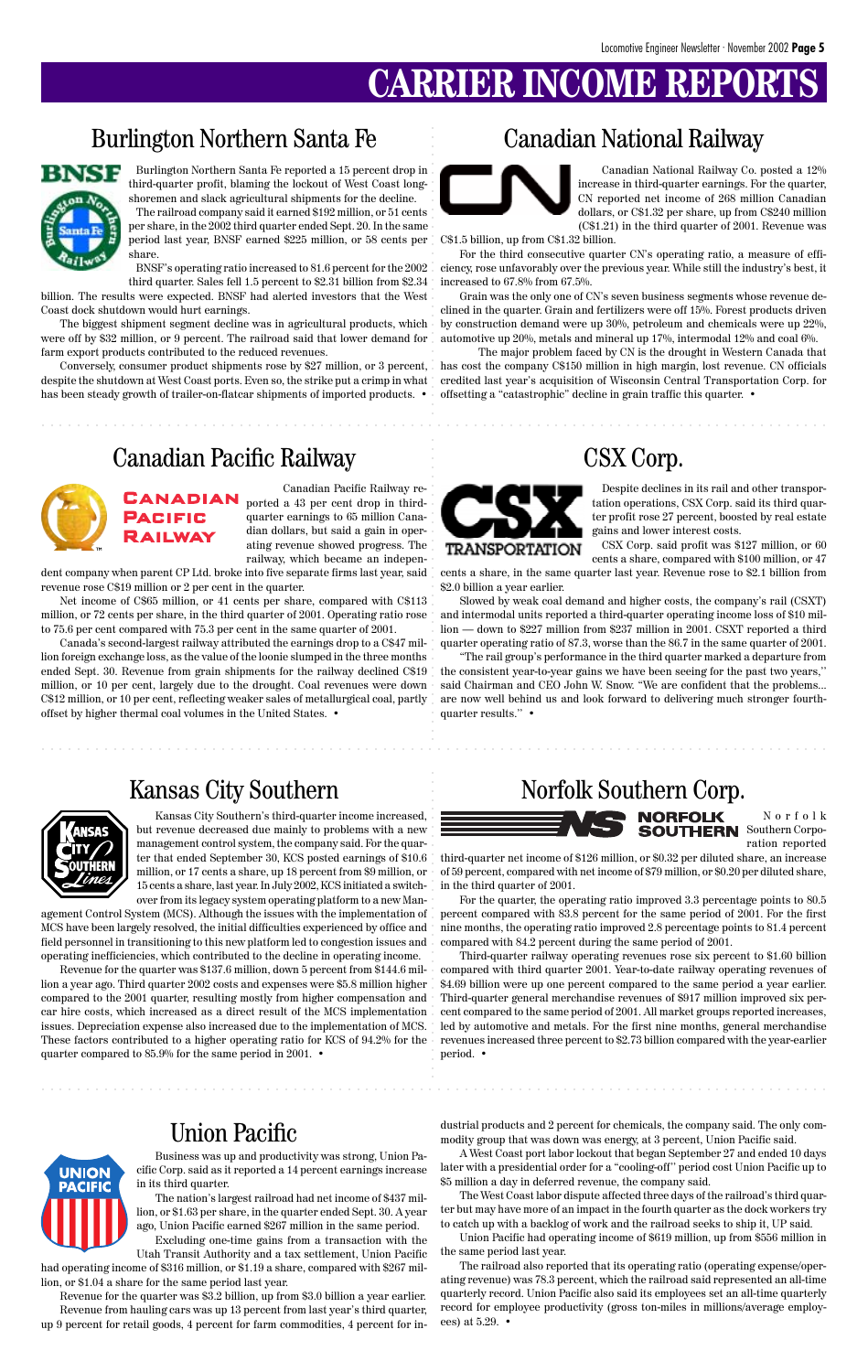# CARRIER INCOME REPORTS

## Burlington Northern Santa Fe

Burlington Northern Santa Fe reported a 15 percent drop in third-quarter profit, blaming the lockout of West Coast longshoremen and slack agricultural shipments for the decline.

The railroad company said it earned $192 million, or 51 cents per share, in the 2002 third quarter ended Sept. 20. In the same period last year, BNSF earned $225 million, or 58 cents per share.

BNSF's operating ratio increased to 81.6 percent for the 2002 third quarter. Sales fell 1.5 percent to $2.31 billion from $2.34 billion. The results were expected. BNSF had alerted investors that the West Coast dock shutdown would hurt earnings.

The biggest shipment segment decline was in agricultural products, which were off by $32 million, or 9 percent. The railroad said that lower demand for farm export products contributed to the reduced revenues.

Conversely, consumer product shipments rose by $27 million, or 3 percent, despite the shutdown at West Coast ports. Even so, the strike put a crimp in what has been steady growth of trailer-on-flatcar shipments of imported products. •

## Canadian National Railway

Canadian National Railway Co. posted a 12% increase in third-quarter earnings. For the quarter, CN reported net income of 268 million Canadian dollars, or C$1.32 per share, up from C$240 million (C$1.21) in the third quarter of 2001. Revenue was C$1.5 billion, up from C$1.32 billion.

For the third consecutive quarter CN's operating ratio, a measure of efficiency, rose unfavorably over the previous year. While still the industry's best, it increased to 67.8% from 67.5%.

Grain was the only one of CN's seven business segments whose revenue declined in the quarter. Grain and fertilizers were off 15%. Forest products driven by construction demand were up 30%, petroleum and chemicals were up 22%, automotive up 20%, metals and mineral up 17%, intermodal 12% and coal 6%.

The major problem faced by CN is the drought in Western Canada that has cost the company C$150 million in high margin, lost revenue. CN officials credited last year's acquisition of Wisconsin Central Transportation Corp. for offsetting a "catastrophic" decline in grain traffic this quarter. •

## Canadian Pacific Railway

Canadian Pacific Railway reported a 43 per cent drop in third-quarter earnings to 65 million Canadian dollars, but said a gain in operating revenue showed progress. The railway, which became an independent company when parent CP Ltd. broke into five separate firms last year, said revenue rose C$19 million or 2 per cent in the quarter.

Net income of C$65 million, or 41 cents per share, compared with C$113 million, or 72 cents per share, in the third quarter of 2001. Operating ratio rose to 75.6 per cent compared with 75.3 per cent in the same quarter of 2001.

Canada's second-largest railway attributed the earnings drop to a C$47 million foreign exchange loss, as the value of the loonie slumped in the three months ended Sept. 30. Revenue from grain shipments for the railway declined C$19 million, or 10 per cent, largely due to the drought. Coal revenues were down C$12 million, or 10 per cent, reflecting weaker sales of metallurgical coal, partly offset by higher thermal coal volumes in the United States. •

## CSX Corp.

Despite declines in its rail and other transportation operations, CSX Corp. said its third quarter profit rose 27 percent, boosted by real estate gains and lower interest costs.

CSX Corp. said profit was $127 million, or 60 cents a share, compared with $100 million, or 47 cents a share, in the same quarter last year. Revenue rose to $2.1 billion from $2.0 billion a year earlier.

Slowed by weak coal demand and higher costs, the company's rail (CSXT) and intermodal units reported a third-quarter operating income loss of $10 million — down to $227 million from $237 million in 2001. CSXT reported a third quarter operating ratio of 87.3, worse than the 86.7 in the same quarter of 2001.

"The rail group's performance in the third quarter marked a departure from the consistent year-to-year gains we have been seeing for the past two years," said Chairman and CEO John W. Snow. "We are confident that the problems... are now well behind us and look forward to delivering much stronger fourth-quarter results." •

## Kansas City Southern

Kansas City Southern's third-quarter income increased, but revenue decreased due mainly to problems with a new management control system, the company said. For the quarter that ended September 30, KCS posted earnings of $10.6 million, or 17 cents a share, up 18 percent from $9 million, or 15 cents a share, last year. In July 2002, KCS initiated a switchover from its legacy operating platform to a new Management Control System (MCS). Although the issues with the implementation of MCS have been largely resolved, the initial difficulties experienced by office and field personnel in transitioning to this new platform led to congestion issues and operating inefficiencies, which contributed to the decline in operating income.

Revenue for the quarter was $137.6 million, down 5 percent from $144.6 million a year ago. Third quarter 2002 costs and expenses were $5.8 million higher compared to the 2001 quarter, resulting mostly from higher compensation and car hire costs, which increased as a direct result of the MCS implementation issues. Depreciation expense also increased due to the implementation of MCS. These factors contributed to a higher operating ratio for KCS of 94.2% for the quarter compared to 85.9% for the same period in 2001. •

## Norfolk Southern Corp.

Norfolk Southern Corporation reported third-quarter net income of $126 million, or $0.32 per diluted share, an increase of 59 percent, compared with net income of $79 million, or $0.20 per diluted share, in the third quarter of 2001.

For the quarter, the operating ratio improved 3.3 percentage points to 80.5 percent compared with 83.8 percent for the same period of 2001. For the first nine months, the operating ratio improved 2.8 percentage points to 81.4 percent compared with 84.2 percent during the same period of 2001.

Third-quarter railway operating revenues rose six percent to $1.60 billion compared with third quarter 2001. Year-to-date railway operating revenues of $4.69 billion were up one percent compared to the same period a year earlier. Third-quarter general merchandise revenues of $917 million improved six percent compared to the same period of 2001. All market groups reported increases, led by automotive and metals. For the first nine months, general merchandise revenues increased three percent to $2.73 billion compared with the year-earlier period. •

## Union Pacific

Business was up and productivity was strong, Union Pacific Corp. said as it reported a 14 percent earnings increase in its third quarter.

The nation's largest railroad had net income of $437 million, or $1.63 per share, in the quarter ended Sept. 30. A year ago, Union Pacific earned $267 million in the same period.

Excluding one-time gains from a transaction with the Utah Transit Authority and a tax settlement, Union Pacific had operating income of $316 million, or $1.19 a share, compared with $267 million, or $1.04 a share for the same period last year.

Revenue for the quarter was $3.2 billion, up from $3.0 billion a year earlier. Revenue from hauling cars was up 13 percent from last year's third quarter, up 9 percent for retail goods, 4 percent for farm commodities, 4 percent for industrial products and 2 percent for chemicals, the company said. The only commodity group that was down was energy, at 3 percent, Union Pacific said.

A West Coast port labor lockout that began September 27 and ended 10 days later with a presidential order for a "cooling-off" period cost Union Pacific up to $5 million a day in deferred revenue, the company said.

The West Coast labor dispute affected three days of the railroad's third quarter but may have more of an impact in the fourth quarter as the dock workers try to catch up with a backlog of work and the railroad seeks to ship it, UP said.

Union Pacific had operating income of $619 million, up from $556 million in the same period last year.

The railroad also reported that its operating ratio (operating expense/operating revenue) was 78.3 percent, which the railroad said represented an all-time quarterly record. Union Pacific also said its employees set an all-time quarterly record for employee productivity (gross ton-miles in millions/average employees) at 5.29. •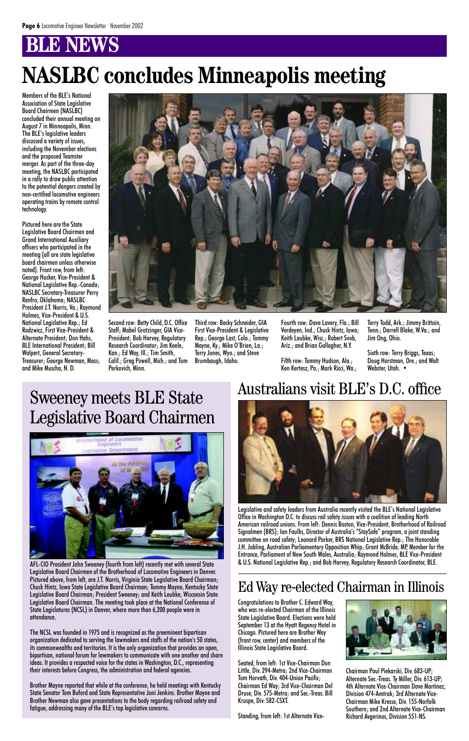# BLE NEWS

# NASLBC concludes Minneapolis meeting

Members of the BLE's National Association of State Legislative Board Chairmen (NASLBC) concluded their annual meeting on August 7 in Minneapolis, Minn. The BLE's legislative leaders discussed a variety of issues, including the November elections and the proposed Teamster merger. As part of the three-day meeting, the NASLBC participated in a rally to draw public attention to the potential dangers created by non-certified locomotive engineers operating trains by remote control technology.

Pictured here are the State Legislative Board Chairmen and Grand International Auxiliary officers who participated in the meeting (all are state legislative board chairmen unless otherwise noted). Front row, from left: George Hucker, Vice-President & National Legislative Rep.-Canada; NASLBC Secretary-Treasurer Perry Renfro, Oklahoma; NASLBC President J.T. Norris, Va.; Raymond Holmes, Vice-President & U.S. National Legislative Rep.; Ed Rodzwicz, First Vice-President & Alternate President; Don Hahs, BLE International President; Bill Walpert, General Secretary-Treasurer; George Newman, Mass; and Mike Muscha, N. D.

Second row: Betty Child, D.C. Office Staff; Mabel Grotzinger, GIA Vice-President; Bob Harvey, Regulatory Research Coordinator; Jim Keele, Kan.; Ed Way, Ill.; Tim Smith, Calif.; Greg Powell, Mich.; and Tom Perkovich, Minn.

Third row: Becky Schneider, GIA First Vice-President & Legislative Rep.; George Last, Colo.; Tommy Mayne, Ky.; Mike O'Brien, La.; Terry Jones, Wyo.; and Steve Brumbaugh, Idaho.

Fourth row: Dave Lavery, Fla.; Bill Verdeyen, Ind.; Chuck Hintz, Iowa; Keith Leubke, Wisc.; Robert Svob, Ariz.; and Brian Gallagher, N.Y.

Fifth row: Tommy Hudson, Ala.; Ken Kertesz, Pa.; Mark Ricci, Wa.; Terry Todd, Ark.; Jimmy Brittain, Tenn.; Darrell Blake, W.Va.; and Jim Ong, Ohio.

Sixth row: Terry Briggs, Texas; Doug Horstman, Ore.; and Walt Webster, Utah. •

## Sweeney meets BLE State Legislative Board Chairmen

AFL-CIO President John Sweeney (fourth from left) recently met with several State Legislative Board Chairmen of the Brotherhood of Locomotive Engineers in Denver. Pictured above, from left, are J.T. Norris, Virginia State Legislative Board Chairman; Chuck Hintz, Iowa State Legislative Board Chairman; Tommy Mayne, Kentucky State Legislative Board Chairman; President Sweeney; and Keith Leubke, Wisconsin State Legislative Board Chairman. The meeting took place at the National Conference of State Legislatures (NCSL) in Denver, where more than 6,200 people were in attendance.

The NCSL was founded in 1975 and is recognized as the preeminent bipartisan organization dedicated to serving the lawmakers and staffs of the nation's 50 states, its commonwealths and territories. It is the only organization that provides an open, bipartisan, national forum for lawmakers to communicate with one another and share ideas. It provides a respected voice for the states in Washington, D.C., representing their interests before Congress, the administration and federal agencies.

Brother Mayne reported that while at the conference, he held meetings with Kentucky State Senator Tom Buford and State Representative Joni Jenkins. Brother Mayne and Brother Newman also gave presentations to the body regarding railroad safety and fatigue, addressing many of the BLE's top legislative concerns.

## Australians visit BLE's D.C. office

Legislative and safety leaders from Australia recently visited the BLE's National Legislative Office in Washington D.C. to discuss rail safety issues with a coalition of leading North American railroad unions. From left: Dennis Boston, Vice-President, Brotherhood of Railroad Signalmen (BRS); Ian Faulks, Director of Australia's "StaySafe" program, a joint standing committee on road safety; Leonard Parker, BRS National Legislative Rep.; The Honorable J.H. Jobling, Australian Parliamentary Opposition Whip; Grant McBride, MP, Member for the Entrance, Parliament of New South Wales, Australia; Raymond Holmes, BLE Vice-President & U.S. National Legislative Rep.; and Bob Harvey, Regulatory Research Coordinator, BLE.

## Ed Way re-elected Chairman in Illinois

Congratulations to Brother C. Edward Way, who was re-elected Chairman of the Illinois State Legislative Board. Elections were held September 13 at the Hyatt Regency Hotel in Chicago. Pictured here are Brother Way (front row, center) and members of the Illinois State Legislative Board.

Seated, from left: 1st Vice-Chairman Don Little, Div. 294-Metra; 2nd Vice-Chairman Tom Horvath, Div. 404-Union Pacific; Chairman Ed Way; 3rd Vice-Chairman Del Druse, Div. 575-Metra; and Sec.-Treas. Bill Kruspe, Div. 582-CSXT.

Standing, from left: 1st Alternate Vice-Chairman Paul Piekarski, Div. 683-UP; Alternate Sec.-Treas. Ty Miller, Div. 613-UP; 4th Alternate Vice-Chairman Dave Martinez, Division 474-Amtrak; 3rd Alternate Vice-Chairman Mike Kresse, Div. 155-Norfolk Southern; and 2nd Alternate Vice-Chairman Richard Avgerinos, Division 551-NS.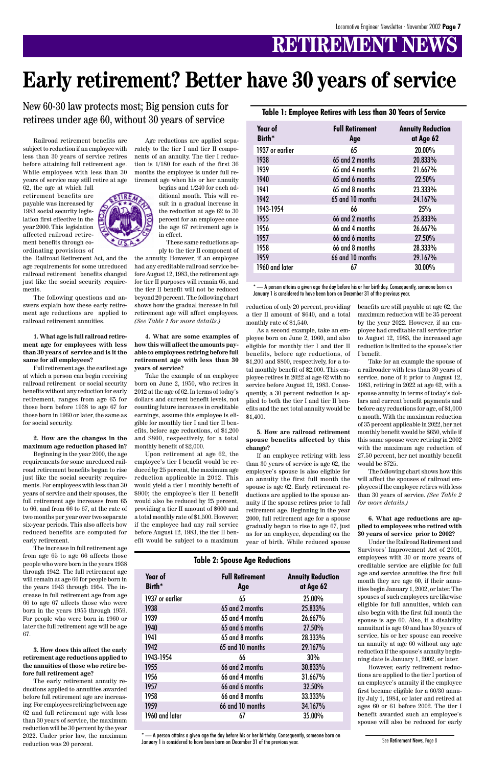# RETIREMENT NEWS

# Early retirement? Better have 30 years of service

## New 60-30 law protects most; Big pension cuts for retirees under age 60, without 30 years of service

Railroad retirement benefits are subject to reduction if an employee with less than 30 years of service retires before attaining full retirement age. While employees with less than 30 years of service may still retire at age 62, the age at which full retirement benefits are payable was increased by 1983 social security legislation first effective in the year 2000. This legislation affected railroad retirement benefits through coordinating provisions of the Railroad Retirement Act, and the age requirements for some unreduced railroad retirement benefits changed just like the social security requirements.

The following questions and answers explain how these early retirement age reductions are applied to railroad retirement annuities.

**1. What age is full railroad retirement age for employees with less than 30 years of service and is it the same for all employees?**

Full retirement age, the earliest age at which a person can begin receiving railroad retirement or social security benefits without any reduction for early retirement, ranges from age 65 for those born before 1938 to age 67 for those born in 1960 or later, the same as for social security.

**2. How are the changes in the maximum age reduction phased in?**

Beginning in the year 2000, the age requirements for some unreduced railroad retirement benefits began to rise just like the social security requirements. For employees with less than 30 years of service and their spouses, the full retirement age increases from 65 to 66, and from 66 to 67, at the rate of two months per year over two separate six-year periods. This also affects how reduced benefits are computed for early retirement.

The increase in full retirement age from age 65 to age 66 affects those people who were born in the years 1938 through 1942. The full retirement age will remain at age 66 for people born in the years 1943 through 1954. The increase in full retirement age from age 66 to age 67 affects those who were born in the years 1955 through 1959. For people who were born in 1960 or later the full retirement age will be age 67.

**3. How does this affect the early retirement age reductions applied to the annuities of those who retire before full retirement age?**

The early retirement annuity reductions applied to annuities awarded before full retirement age are increasing. For employees retiring between age 62 and full retirement age with less than 30 years of service, the maximum reduction will be 30 percent by the year 2022. Under prior law, the maximum reduction was 20 percent.

Age reductions are applied separately to the tier I and tier II components of an annuity. The tier I reduction is 1/180 for each of the first 36 months the employee is under full retirement age when his or her annuity begins and 1/240 for each additional month. This will result in a gradual increase in the reduction at age 62 to 30 percent for an employee once the age 67 retirement age is in effect.

These same reductions apply to the tier II component of the annuity. However, if an employee had any creditable railroad service before August 12, 1983, the retirement age for tier II purposes will remain 65, and the tier II benefit will not be reduced beyond 20 percent. The following chart shows how the gradual increase in full retirement age will affect employees. *(See Table 1 for more details.)*

**4. What are some examples of how this will affect the amounts payable to employees retiring before full retirement age with less than 30 years of service?**

Take the example of an employee born on June 2, 1950, who retires in 2012 at the age of 62. In terms of today's dollars and current benefit levels, not counting future increases in creditable earnings, assume this employee is eligible for monthly tier I and tier II benefits, before age reductions, of $1,200 and $800, respectively, for a total monthly benefit of $2,000.

Upon retirement at age 62, the employee's tier I benefit would be reduced by 25 percent, the maximum age reduction applicable in 2012. This would yield a tier I monthly benefit of $900; the employee's tier II benefit would also be reduced by 25 percent, providing a tier II amount of $600 and a total monthly rate of $1,500. However, if the employee had any rail service before August 12, 1983, the tier II benefit would be subject to a maximum reduction of only 20 percent, providing a tier II amount of $640, and a total monthly rate of $1,540.

As a second example, take an employee born on June 2, 1960, and also eligible for monthly tier I and tier II benefits, before age reductions, of $1,200 and $800, respectively, for a total monthly benefit of $2,000. This employee retires in 2022 at age 62 with no service before August 12, 1983. Consequently, a 30 percent reduction is applied to both the tier I and tier II benefits and the net total annuity would be $1,400.

**5. How are railroad retirement spouse benefits affected by this change?**

If an employee retiring with less than 30 years of service is age 62, the employee's spouse is also eligible for an annuity the first full month the spouse is age 62. Early retirement reductions are applied to the spouse annuity if the spouse retires prior to full retirement age. Beginning in the year 2000, full retirement age for a spouse gradually began to rise to age 67, just as for an employee, depending on the year of birth. While reduced spouse benefits are still payable at age 62, the maximum reduction will be 35 percent by the year 2022. However, if an employee had creditable rail service prior to August 12, 1983, the increased age reduction is limited to the spouse's tier I benefit.

Take for an example the spouse of a railroader with less than 30 years of service, none of it prior to August 12, 1983, retiring in 2022 at age 62, with a spouse annuity, in terms of today's dollars and current benefit payments and before any reductions for age, of $1,000 a month. With the maximum reduction of 35 percent applicable in 2022, her net monthly benefit would be $650, while if this same spouse were retiring in 2002 with the maximum age reduction of 27.50 percent, her net monthly benefit would be $725.

The following chart shows how this will affect the spouses of railroad employees if the employee retires with less than 30 years of service. *(See Table 2 for more details.)*

**6. What age reductions are applied to employees who retired with 30 years of service prior to 2002?**

Under the Railroad Retirement and Survivors' Improvement Act of 2001, employees with 30 or more years of creditable service are eligible for full age and service annuities the first full month they are age 60, if their annuities begin January 1, 2002, or later. The spouses of such employees are likewise eligible for full annuities, which can also begin with the first full month the spouse is age 60. Also, if a disability annuitant is age 60 and has 30 years of service, his or her spouse can receive an annuity at age 60 without any age reduction if the spouse's annuity beginning date is January 1, 2002, or later.

However, early retirement reductions are applied to the tier I portion of an employee's annuity if the employee first became eligible for a 60/30 annuity July 1, 1984, or later and retired at ages 60 or 61 before 2002. The tier I benefit awarded such an employee's spouse will also be reduced for early

See Retirement News, Page 8

**Table 1: Employee Retires with Less than 30 Years of Service**

| Year of Birth* | Full Retirement Age | Annuity Reduction at Age 62 |
|---|---|---|
| 1937 or earlier | 65 | 20.00% |
| 1938 | 65 and 2 months | 20.833% |
| 1939 | 65 and 4 months | 21.667% |
| 1940 | 65 and 6 months | 22.50% |
| 1941 | 65 and 8 months | 23.333% |
| 1942 | 65 and 10 months | 24.167% |
| 1943-1954 | 66 | 25% |
| 1955 | 66 and 2 months | 25.833% |
| 1956 | 66 and 4 months | 26.667% |
| 1957 | 66 and 6 months | 27.50% |
| 1958 | 66 and 8 months | 28.333% |
| 1959 | 66 and 10 months | 29.167% |
| 1960 and later | 67 | 30.00% |

\* — A person attains a given age the day before his or her birthday. Consequently, someone born on January 1 is considered to have been born on December 31 of the previous year.

**Table 2: Spouse Age Reductions**

| Year of Birth* | Full Retirement Age | Annuity Reduction at Age 62 |
|---|---|---|
| 1937 or earlier | 65 | 25.00% |
| 1938 | 65 and 2 months | 25.833% |
| 1939 | 65 and 4 months | 26.667% |
| 1940 | 65 and 6 months | 27.50% |
| 1941 | 65 and 8 months | 28.333% |
| 1942 | 65 and 10 months | 29.167% |
| 1943-1954 | 66 | 30% |
| 1955 | 66 and 2 months | 30.833% |
| 1956 | 66 and 4 months | 31.667% |
| 1957 | 66 and 6 months | 32.50% |
| 1958 | 66 and 8 months | 33.333% |
| 1959 | 66 and 10 months | 34.167% |
| 1960 and later | 67 | 35.00% |

\* — A person attains a given age the day before his or her birthday. Consequently, someone born on January 1 is considered to have been born on December 31 of the previous year.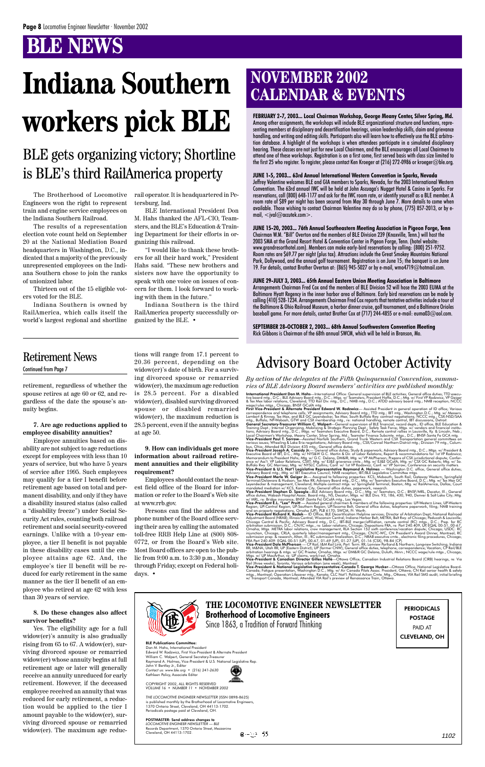# BLE NEWS

# Indiana Southern workers pick BLE

## BLE gets organizing victory; Shortline is BLE's third RailAmerica property

The Brotherhood of Locomotive Engineers won the right to represent train and engine service employees on the Indiana Southern Railroad.

The results of a representation election vote count held on September 20 at the National Mediation Board headquarters in Washington, D.C., indicated that a majority of the previously unrepresented employees on the Indiana Southern chose to join the ranks of unionized labor.

Thirteen out of the 15 eligible voters voted for the BLE.

Indiana Southern is owned by RailAmerica, which calls itself the world's largest regional and shortline rail operator. It is headquartered in Petersburg, Ind.

BLE International President Don M. Hahs thanked the AFL-CIO, Teamsters, and the BLE's Education & Training Department for their efforts in organizing this railroad.

"I would like to thank these brothers for all their hard work," President Hahs said. "These new brothers and sisters now have the opportunity to speak with one voice on issues of concern for them. I look forward to working with them in the future."

Indiana Southern is the third RailAmerica property successfully organized by the BLE. •

# NOVEMBER 2002 CALENDAR & EVENTS

**FEBRUARY 2-7, 2003... Local Chairman Workshop, George Meany Center, Silver Spring, Md.** Among other assignments, the workshops will include BLE organizational structure and functions, representing members at disciplinary and decertification hearings, union leadership skills, claim and grievance handling, and writing and editing skills. Participants also will learn how to effectively use the BLE arbitration database. A highlight of the workshops is when attendees participate in a simulated disciplinary hearing. These classes are not just for new Local Chairmen, and the BLE encourages all Local Chairmen to attend one of these workshops. Registration is on a first come, first served basis with class size limited to the first 25 who register. To register, please contact Ken Kroeger at (216) 272-0986 or kroeger@ble.org.

**JUNE 1-5, 2003... 63rd Annual International Western Convention in Sparks, Nevada**
Jeffrey Valentine welcomes BLE and GIA members to Sparks, Nevada, for the 2003 International Western Convention. The 63rd annual IWC will be held at John Ascuaga's Nugget Hotel & Casino in Sparks. For reservations, call (800) 648-1177 and ask for the IWC room rate, or identify yourself as a BLE member. A room rate of $89 per night has been secured from May 30 through June 7. More details to come when available. Those wishing to contact Chairman Valentine may do so by phone, (775) 857-2013, or by e-mail, <jval@accutek.com>.

**JUNE 15-20, 2003... 76th Annual Southeastern Meeting Association in Pigeon Forge, Tenn**
Chairman W.M. "Bill" Overton and the members of BLE Division 239 (Knoxville, Tenn.) will host the 2003 SMA at the Grand Resort Hotel & Convention Center in Pigeon Forge, Tenn. (hotel website: www.grandresorthotel.com). Members can make early-bird reservations by calling: (800) 251-9752. Room rates are $69.77 per night (plus tax). Attractions include the Great Smokey Mountains National Park, Dollywood, and the annual golf tournament. Registration is on June 15; the banquet is on June 19. For details, contact Brother Overton at: (865) 945-5027 or by e-mail, wmo4719@hotmail.com.

**JUNE 29-JULY 3, 2003... 65th Annual Eastern Union Meeting Association in Baltimore**
Arrangements Chairman Fred Cox and the members of BLE Division 52 will host the 2003 EUMA at the Baltimore Hyatt Regency in the inner harbor area of Baltimore. Early bird reservations can be made by calling (410) 528-1234. Arrangements Chairman Fred Cox reports that tentative activities include a tour of the Baltimore & Ohio Railroad Museum, a harbor dinner cruise, golf tournament, and a Baltimore Orioles baseball game. For more details, contact Brother Cox at (717) 244-4855 or e-mail: euma03@aol.com.

**SEPTEMBER 28-OCTOBER 2, 2003... 68th Annual Southwestern Convention Meeting**
Rick Gibbons is Chairman of the 68th annual SWCM, which will be held in Branson, Mo.

## Retirement News

Continued from Page 7

retirement, regardless of whether the spouse retires at age 60 or 62, and regardless of the date the spouse's annuity begins.

**7. Are age reductions applied to employee disability annuities?**

Employee annuities based on disability are not subject to age reductions except for employees with less than 10 years of service, but who have 5 years of service after 1995. Such employees may qualify for a tier I benefit before retirement age based on total and permanent disability, and only if they have a disability insured status (also called a "disability freeze") under Social Security Act rules, counting both railroad retirement and social security-covered earnings. Unlike with a 10-year employee, a tier II benefit is not payable in these disability cases until the employee attains age 62. And, the employee's tier II benefit will be reduced for early retirement in the same manner as the tier II benefit of an employee who retired at age 62 with less than 30 years of service.

**8. Do these changes also affect survivor benefits?**

Yes. The eligibility age for a full widow(er)'s annuity is also gradually rising from 65 to 67. A widow(er), surviving divorced spouse or remarried widow(er) whose annuity begins at full retirement age or later will generally receive an annuity unreduced for early retirement. However, if the deceased employee received an annuity that was reduced for early retirement, a reduction would be applied to the tier I amount payable to the widow(er), surviving divorced spouse or remarried widow(er). The maximum age reductions will range from 17.1 percent to 20.36 percent, depending on the widow(er)'s date of birth. For a surviving divorced spouse or remarried widow(er), the maximum age reduction is 28.5 percent. For a disabled widow(er), disabled surviving divorced spouse or disabled remarried widow(er), the maximum reduction is 28.5 percent, even if the annuity begins at age 50.

**9. How can individuals get more information about railroad retirement annuities and their eligibility requirement?**

Employees should contact the nearest field office of the Board for information or refer to the Board's Web site at www.rrb.gov.

Persons can find the address and phone number of the Board office serving their area by calling the automated toll-free RRB Help Line at (800) 808-0772, or from the Board's Web site. Most Board offices are open to the public from 9:00 a.m. to 3:30 p.m., Monday through Friday, except on Federal holidays. •

# Advisory Board October Activity

*By action of the delegates at the Fifth Quinquennial Convention, summaries of BLE Advisory Board members' activities are published monthly:*

**International President Don M. Hahs**—International Office: General supervision of BLE activities; General office duties; TTD executive board mtg., D.C.; BLE Advisory Board mtg., D.C.; Mtgs. w/ Teamsters, President Hoffa, D.C.; Mtg. w/ First VP Rodzwicz, VP Geiger & Tex Mex labor relations, Cleveland; TTD Rail Div. mtg., D.C.; NMB mtg., D.C.; ATDD advisory board mtg.; NMB reception; NCCC wage/rules mtgs., Chicago; BNSF GCofA mtg.

**First Vice-President & Alternate President Edward W. Rodzwicz**— Assisted President in general operation of ID office; Various correspondence and telephone calls; VP assignments; Advisory Board mtg.; TTD mtg.; IBT mtg., Washington D.C.; Mtg. w/ Messrs. Lambert & Rinney, Tex Mex, and BLE GC Leyendecker, Tex Mex; South Buffalo Rwy. contract negotiations; NCCC mtg.; CSX-NSD/SAA mtg., Buffalo; NP-Wabash, GTW and CSX membership mtg., re: national handling, remote control, IBT discussions, Detroit.

**General Secretary-Treasurer William C. Walpert**—General supervision of BLE financial, record depts.; ID office; BLE Education & Training Dept.; Internal Organizing, Mobilizing & Strategic Planning Dept.; Safety Task Force; Mtgs. w/ vendors and financial institutions; Advisory Board mtg., D.C.; Mtgs. w/ Teamsters Executive Board, D.C.; Remote control rallies in Louisville, Ky. & Lincoln, Neb.; Local Chairman's Workshop, Meany Center, Silver Spring, Md.; Teamster Finance Subcmte. mtgs., D.C.; BNSF-Santa Fe GCA mtg.

**Vice-President Paul T. Sorrow**—Assisted Norfolk Southern, Grand Trunk Western and CSX Transportation general committees on various issues; Wheeling & Lake Erie negotiations; Advisory Board mtg.; CSX/Conrail Northern District mtg.; Division 79 mtg., Columbus, Ohio; Attended BLE Division 435 mtg.; General office duties.

**Vice-President Joseph A. Cassidy Jr.**— General office duties; Study & paperwork; Advisory Board mtg., D.C.; Mtgs. w/ President & Executive Board of IBT, D.C.; Mtg. w/ NYS&W G.C. Martin & Dir. of Labor Relations; Report & recommendations for 1st VP Rodzwicz; Memorandum to President Hahs; Mtg. w/ G.C. Delano, DM&IR; Mtg. w/ VP McPherson; Prepare of CSX jurisdictional dispute; Conference w/ Ass't. VP Labor Relations, CSXT; Mtg. w/ EJ&E grievance cmte.; Mtg. w/ EJ&E GCofA; Mtg. w/ CSX GC Roberts; Mtg. w/ So. Buffalo Rwy. GC Morrisey; Mtg. w/ NYSLC Collins; Conf. w/ 1st VP Rodzwicz; Conf. w/ VP Sorrow; Conference on security matters.

**Vice-President & U.S. Nat'l Legislative Representative Raymond A. Holmes** — Washington D.C. office; General office duties; Advisory Board mtg.; Mtg. w/ IBT Executive Council; NMB reception; IBT/BLE Legislative Committee mtgs.

**Vice-President Merle W. Geiger Jr.**— Assigned to following properties: KCS; Midsouth; South Rail; Gateway Western; Springfield Terminal/Delaware & Hudson; Tex Mex RR; Advisory Board mtg., D.C.; Mtg. w/ Teamsters Executive Board, D.C.; Mtg. w/ Tex Mex GC Leyendecker & management, Cleveland; Multiple contract mtgs. w/ Springfield Terminal, Boston; Mtg. w/ RailAmerica, Dallas; Court mandated mediation w/ KCS, Kansas City; General office duties, paperwork, research.

**Vice-President Stephen D. Speagle**—BLE Advisory Board mtg., D.C.; Mtg. w/ Teamsters, D.C.; BNSF/MRL, Decatur, Ill.; General office duties; Wabash Hospital Assoc. Board mtg., NS, Decatur; Mtgs. w/ BLE Divs. 93, 186, 430, 940, Denver & Salt Lake City; Mtg. w/ MRL, re: Bridge insurance; BNSF (Santa Fe) GCofA mtg., Las Vegas.

**Vice-President E.L. "Lee" Pruitt** — Assisted general chairmen & members of the following properties: UP-Western Lines; UP-Western Region; UP-Central Region; UP-Southern Region; UP-Tacoma Belt; General office duties, telephone paperwork, filing; NMB training and on-property negotiations, Omaha (UP); PLB 6170; SWCM, Ft. Worth.

**Vice-President Richard K. Radek**— ID Office; BLE Decertification Helpline services; Director of Arbitration Dept; National Railroad Adjustment Board (NRAB); Illinois Central; Wisconsin Central; Indiana Harbor Belt; METRA; Belt Rwy. of Chicago; Paducah & Louisville; Chicago Central & Pacific; Advisory Board mtg., D.C.; IBT-BLE merger/affiliation, remote control (RC) mtgs., D.C.; Prep. for RC arbitration submission, D.C.; CN/IC mtgs., re: Labor relations, Chicago; Depositions FRA, re: Part 240.409, UP, EQAL 00-51, 00-67, Omaha; Mtgs. METRA labor relations, crew management, RLA Section 152 sixth conference/vacation dispute; Chicago; USDC: RC injunction, Chicago; CRLA, quarterly labor/management mtg., Chicago; CN/IC-WC, CN President's Award Dinner, Montreal; RC submission prep. & research, Alton, Ill.; RC submission finalization, D.C.; NRAB executive cmte., electronic filing procedures, Chicago; FRA Part 240.409: EQAL 00-51 (UP), 00-67, 01-69 (UP), 01-27 (UP), 01-16 (CSX), 98-84 (CP).

**Vice-President Dale McPherson** — CP Rail; I&M Rail Link; Port. Term. RR; Lonview Portland & Northern; Longview Switching; Indiana RR; M&NA; Utah RR; UP (Eastern District); UP (former CNW); General office duties, telephone; correspondence; Vacation; CP Rail/BLE arbitration hearings & mtgs. w/ GC Priester, Omaha; Mtgs. w/ DM&IR GC Delano, Duluth, Minn.; NCCC wage/rule mtgs., Chicago; Mtgs. w/ UP MacArthur, re: UP claims, work/rest, Omaha.

**Vice-President & Canadian Director Gilles Hallé**—Ottawa Office; Canadian Industrial Relations Board (CIRB) hearings, re: Via Rail (three weeks), Toronto; Various arbitration (one week), Montreal.

**Vice-President & National Legislative Representative-Canada T. George Hucker**—Ottawa Office; National Legislative Board-Canada; Fatigue presentation, Washington D.C.; Mtg. w/ Air Canada Pilots Assoc. President, Ottawa; CN Rail senior health & safety mtgs., Montreal; Operation Lifesaver mtg., Kanata; CLC Nat'l. Political Action Cmte. Mtg., Ottawa; VIA Rail SMS audit, initial briefing w/ Transport Canada, Montreal; Attended VIA Rail's preview of Renaissance Train, Ottawa.

**THE LOCOMOTIVE ENGINEER NEWSLETTER**
**Brotherhood of Locomotive Engineers**
Since 1863, a Tradition of Forward Thinking

**PERIODICALS POSTAGE PAID AT CLEVELAND, OH**

**BLE Publications Committee:**
Don M. Hahs, International President
Edward W. Rodzwicz, First Vice-President & Alternate President
William C. Walpert, General Secretary-Treasurer
Raymond A. Holmes, Vice-President & U.S. National Legislative Rep.
John V. Bentley Jr., Editor
*Contact us: www.ble.org • (216) 241-2630*
Kathleen Policy, Associate Editor

COPYRIGHT 2002, ALL RIGHTS RESERVED
*VOLUME 16 • NUMBER 11 • NOVEMBER 2002*

*THE LOCOMOTIVE ENGINEER NEWSLETTER* (ISSN 0898-8625) is published monthly by the Brotherhood of Locomotive Engineers, 1370 Ontario Street, Cleveland, OH 44113-1702. Periodicals postage paid at Cleveland, OH.

**POSTMASTER: Send address changes to** *LOCOMOTIVE ENGINEER NEWSLETTER — BLE* Records Department, 1370 Ontario Street, Mezzanine Cleveland, OH 44113-1702.

1102